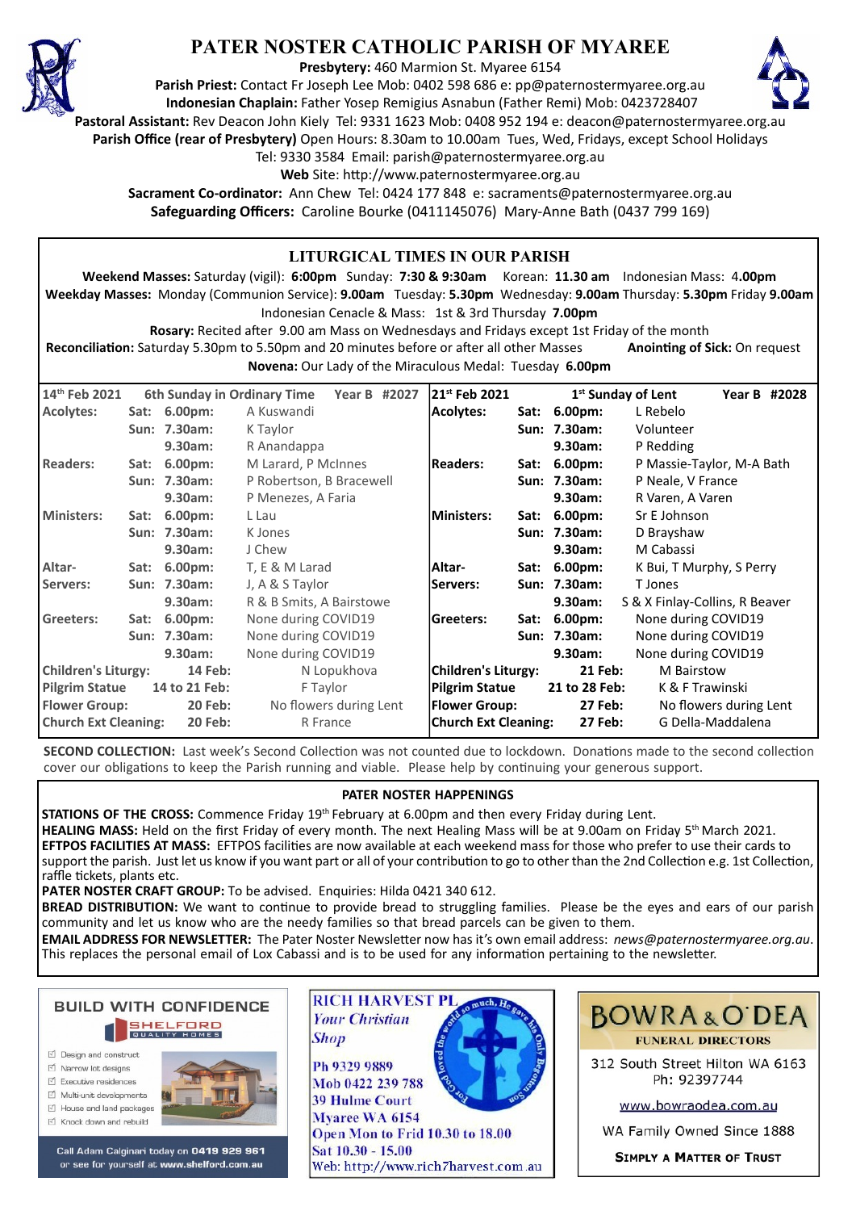# PATER NOSTER CATHOLIC PARISH OF MYAREE

**Presbytery:** 460 Marmion St. Myaree 6154
**Parish Priest:** Contact Fr Joseph Lee Mob: 0402 598 686 e: pp@paternostermyaree.org.au
**Indonesian Chaplain:** Father Yosep Remigius Asnabun (Father Remi) Mob: 0423728407
**Pastoral Assistant:** Rev Deacon John Kiely Tel: 9331 1623 Mob: 0408 952 194 e: deacon@paternostermyaree.org.au
**Parish Office (rear of Presbytery)** Open Hours: 8.30am to 10.00am Tues, Wed, Fridays, except School Holidays
Tel: 9330 3584 Email: parish@paternostermyaree.org.au
**Web** Site: http://www.paternostermyaree.org.au
**Sacrament Co-ordinator:** Ann Chew Tel: 0424 177 848 e: sacraments@paternostermyaree.org.au
**Safeguarding Officers:** Caroline Bourke (0411145076) Mary-Anne Bath (0437 799 169)

## LITURGICAL TIMES IN OUR PARISH

**Weekend Masses:** Saturday (vigil): **6:00pm** Sunday: **7:30 & 9:30am** Korean: **11.30 am** Indonesian Mass: 4**.00pm**
**Weekday Masses:** Monday (Communion Service): **9.00am** Tuesday: **5.30pm** Wednesday: **9.00am** Thursday: **5.30pm** Friday **9.00am**
Indonesian Cenacle & Mass: 1st & 3rd Thursday **7.00pm**
**Rosary:** Recited after 9.00 am Mass on Wednesdays and Fridays except 1st Friday of the month
**Reconciliation:** Saturday 5.30pm to 5.50pm and 20 minutes before or after all other Masses **Anointing of Sick:** On request
**Novena:** Our Lady of the Miraculous Medal: Tuesday **6.00pm**

| 14th Feb 2021 | 6th Sunday in Ordinary Time | | Year B #2027 | 21st Feb 2021 | 1st Sunday of Lent | | Year B #2028 |
|---|---|---|---|---|---|---|---|
| **Acolytes:** | **Sat:** | **6.00pm:** | A Kuswandi | **Acolytes:** | **Sat:** | **6.00pm:** | L Rebelo |
| | **Sun:** | **7.30am:** | K Taylor | | **Sun:** | **7.30am:** | Volunteer |
| | | **9.30am:** | R Anandappa | | | **9.30am:** | P Redding |
| **Readers:** | **Sat:** | **6.00pm:** | M Larard, P McInnes | **Readers:** | **Sat:** | **6.00pm:** | P Massie-Taylor, M-A Bath |
| | **Sun:** | **7.30am:** | P Robertson, B Bracewell | | **Sun:** | **7.30am:** | P Neale, V France |
| | | **9.30am:** | P Menezes, A Faria | | | **9.30am:** | R Varen, A Varen |
| **Ministers:** | **Sat:** | **6.00pm:** | L Lau | **Ministers:** | **Sat:** | **6.00pm:** | Sr E Johnson |
| | **Sun:** | **7.30am:** | K Jones | | **Sun:** | **7.30am:** | D Brayshaw |
| | | **9.30am:** | J Chew | | | **9.30am:** | M Cabassi |
| **Altar-** | **Sat:** | **6.00pm:** | T, E & M Larad | **Altar-** | **Sat:** | **6.00pm:** | K Bui, T Murphy, S Perry |
| **Servers:** | **Sun:** | **7.30am:** | J, A & S Taylor | **Servers:** | **Sun:** | **7.30am:** | T Jones |
| | | **9.30am:** | R & B Smits, A Bairstowe | | | **9.30am:** | S & X Finlay-Collins, R Beaver |
| **Greeters:** | **Sat:** | **6.00pm:** | None during COVID19 | **Greeters:** | **Sat:** | **6.00pm:** | None during COVID19 |
| | **Sun:** | **7.30am:** | None during COVID19 | | **Sun:** | **7.30am:** | None during COVID19 |
| | | **9.30am:** | None during COVID19 | | | **9.30am:** | None during COVID19 |
| **Children's Liturgy:** | | **14 Feb:** | N Lopukhova | **Children's Liturgy:** | | **21 Feb:** | M Bairstow |
| **Pilgrim Statue** | | **14 to 21 Feb:** | F Taylor | **Pilgrim Statue** | | **21 to 28 Feb:** | K & F Trawinski |
| **Flower Group:** | | **20 Feb:** | No flowers during Lent | **Flower Group:** | | **27 Feb:** | No flowers during Lent |
| **Church Ext Cleaning:** | | **20 Feb:** | R France | **Church Ext Cleaning:** | | **27 Feb:** | G Della-Maddalena |

**SECOND COLLECTION:** Last week's Second Collection was not counted due to lockdown. Donations made to the second collection cover our obligations to keep the Parish running and viable. Please help by continuing your generous support.

## PATER NOSTER HAPPENINGS

**STATIONS OF THE CROSS:** Commence Friday 19th February at 6.00pm and then every Friday during Lent.
**HEALING MASS:** Held on the first Friday of every month. The next Healing Mass will be at 9.00am on Friday 5th March 2021.
**EFTPOS FACILITIES AT MASS:** EFTPOS facilities are now available at each weekend mass for those who prefer to use their cards to support the parish. Just let us know if you want part or all of your contribution to go to other than the 2nd Collection e.g. 1st Collection, raffle tickets, plants etc.
**PATER NOSTER CRAFT GROUP:** To be advised. Enquiries: Hilda 0421 340 612.
**BREAD DISTRIBUTION:** We want to continue to provide bread to struggling families. Please be the eyes and ears of our parish community and let us know who are the needy families so that bread parcels can be given to them.
**EMAIL ADDRESS FOR NEWSLETTER:** The Pater Noster Newsletter now has it's own email address: *news@paternostermyaree.org.au*. This replaces the personal email of Lox Cabassi and is to be used for any information pertaining to the newsletter.

**BUILD WITH CONFIDENCE**
SHELFORD QUALITY HOMES
- Design and construct
- Narrow lot designs
- Executive residences
- Multi-unit developments
- House and land packages
- Knock down and rebuild

Call Adam Calginari today on 0419 929 961 or see for yourself at www.shelford.com.au

**RICH HARVEST PL**
*Your Christian Shop*
Ph 9329 9889
Mob 0422 239 788
39 Hulme Court
Myaree WA 6154
Open Mon to Frid 10.30 to 18.00
Sat 10.30 - 15.00
Web: http://www.rich7harvest.com.au

**BOWRA & O'DEA**
FUNERAL DIRECTORS
312 South Street Hilton WA 6163
Ph: 92397744
www.bowraodea.com.au
WA Family Owned Since 1888
SIMPLY A MATTER OF TRUST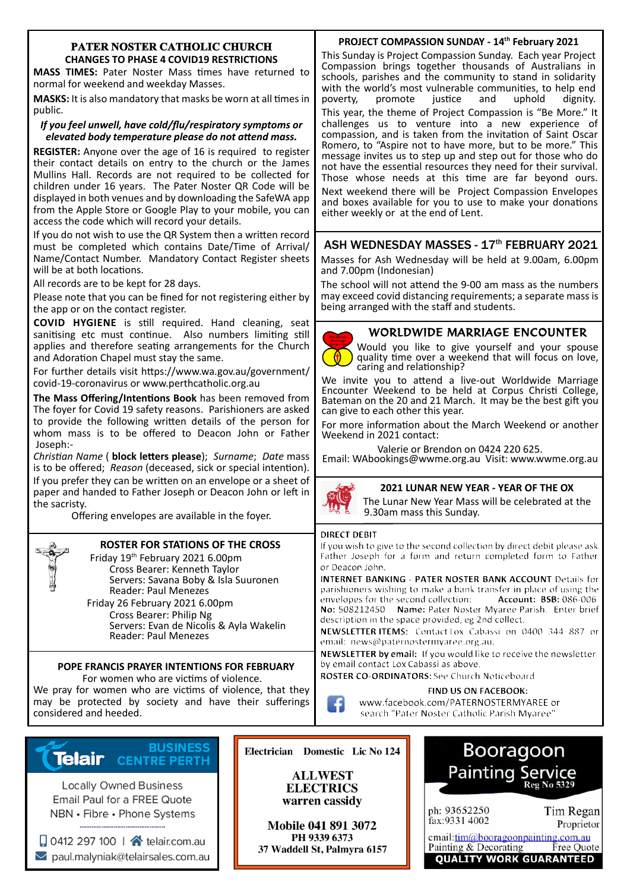## PATER NOSTER CATHOLIC CHURCH

### CHANGES TO PHASE 4 COVID19 RESTRICTIONS

**MASS TIMES:** Pater Noster Mass times have returned to normal for weekend and weekday Masses.

**MASKS:** It is also mandatory that masks be worn at all times in public.

***If you feel unwell, have cold/flu/respiratory symptoms or elevated body temperature please do not attend mass.***

**REGISTER:** Anyone over the age of 16 is required to register their contact details on entry to the church or the James Mullins Hall. Records are not required to be collected for children under 16 years. The Pater Noster QR Code will be displayed in both venues and by downloading the SafeWA app from the Apple Store or Google Play to your mobile, you can access the code which will record your details.

If you do not wish to use the QR System then a written record must be completed which contains Date/Time of Arrival/ Name/Contact Number. Mandatory Contact Register sheets will be at both locations.

All records are to be kept for 28 days.

Please note that you can be fined for not registering either by the app or on the contact register.

**COVID HYGIENE** is still required. Hand cleaning, seat sanitising etc must continue. Also numbers limiting still applies and therefore seating arrangements for the Church and Adoration Chapel must stay the same.

For further details visit https://www.wa.gov.au/government/covid-19-coronavirus or www.perthcatholic.org.au

**The Mass Offering/Intentions Book** has been removed from The foyer for Covid 19 safety reasons. Parishioners are asked to provide the following written details of the person for whom mass is to be offered to Deacon John or Father Joseph:-

*Christian Name* ( **block letters please**); *Surname*; *Date* mass is to be offered; *Reason* (deceased, sick or special intention).

If you prefer they can be written on an envelope or a sheet of paper and handed to Father Joseph or Deacon John or left in the sacristy.

Offering envelopes are available in the foyer.

### ROSTER FOR STATIONS OF THE CROSS

Friday 19th February 2021 6.00pm
Cross Bearer: Kenneth Taylor
Servers: Savana Boby & Isla Suuronen
Reader: Paul Menezes

Friday 26 February 2021 6.00pm
Cross Bearer: Philip Ng
Servers: Evan de Nicolis & Ayla Wakelin
Reader: Paul Menezes

### POPE FRANCIS PRAYER INTENTIONS FOR FEBRUARY

For women who are victims of violence.

We pray for women who are victims of violence, that they may be protected by society and have their sufferings considered and heeded.

### PROJECT COMPASSION SUNDAY - 14th February 2021

This Sunday is Project Compassion Sunday. Each year Project Compassion brings together thousands of Australians in schools, parishes and the community to stand in solidarity with the world's most vulnerable communities, to help end poverty, promote justice and uphold dignity.

This year, the theme of Project Compassion is "Be More." It challenges us to venture into a new experience of compassion, and is taken from the invitation of Saint Oscar Romero, to "Aspire not to have more, but to be more." This message invites us to step up and step out for those who do not have the essential resources they need for their survival. Those whose needs at this time are far beyond ours.

Next weekend there will be Project Compassion Envelopes and boxes available for you to use to make your donations either weekly or at the end of Lent.

### ASH WEDNESDAY MASSES - 17th FEBRUARY 2021

Masses for Ash Wednesday will be held at 9.00am, 6.00pm and 7.00pm (Indonesian)

The school will not attend the 9-00 am mass as the numbers may exceed covid distancing requirements; a separate mass is being arranged with the staff and students.

### WORLDWIDE MARRIAGE ENCOUNTER

Would you like to give yourself and your spouse quality time over a weekend that will focus on love, caring and relationship?

We invite you to attend a live-out Worldwide Marriage Encounter Weekend to be held at Corpus Christi College, Bateman on the 20 and 21 March. It may be the best gift you can give to each other this year.

For more information about the March Weekend or another Weekend in 2021 contact:

Valerie or Brendon on 0424 220 625.
Email: WAbookings@wwme.org.au Visit: www.wwme.org.au

### 2021 LUNAR NEW YEAR - YEAR OF THE OX

The Lunar New Year Mass will be celebrated at the 9.30am mass this Sunday.

**DIRECT DEBIT**

If you wish to give to the second collection by direct debit please ask Father Joseph for a form and return completed form to Father or Deacon John.

**INTERNET BANKING - PATER NOSTER BANK ACCOUNT** Details for parishioners wishing to make a bank transfer in place of using the envelopes for the second collection: **Account: BSB:** 086-006 **No:** 508212450 **Name:** Pater Noster Myaree Parish. Enter brief description in the space provided, eg 2nd collect.

**NEWSLETTER ITEMS:** Contact Lox Cabassi on 0400 344 887 or email: news@paternostermyaree.org.au.

**NEWSLETTER by email:** If you would like to receive the newsletter by email contact Lox Cabassi as above.

**ROSTER CO-ORDINATORS:** See Church Noticeboard

**FIND US ON FACEBOOK:**
www.facebook.com/PATERNOSTERMYAREE or search "Pater Noster Catholic Parish Myaree"

---

**Telair BUSINESS CENTRE PERTH**
Locally Owned Business
Email Paul for a FREE Quote
NBN • Fibre • Phone Systems
0412 297 100 | telair.com.au
paul.malyniak@telairsales.com.au

---

**Electrician Domestic Lic No 124**
**ALLWEST ELECTRICS**
**warren cassidy**
**Mobile 041 891 3072**
**PH 9339 6373**
**37 Waddell St, Palmyra 6157**

---

**Booragoon Painting Service**
Reg No 5329
ph: 93652250
fax:9331 4002
Tim Regan
Proprietor
email:tim@booragoonpainting.com.au
Painting & Decorating Free Quote
**QUALITY WORK GUARANTEED**